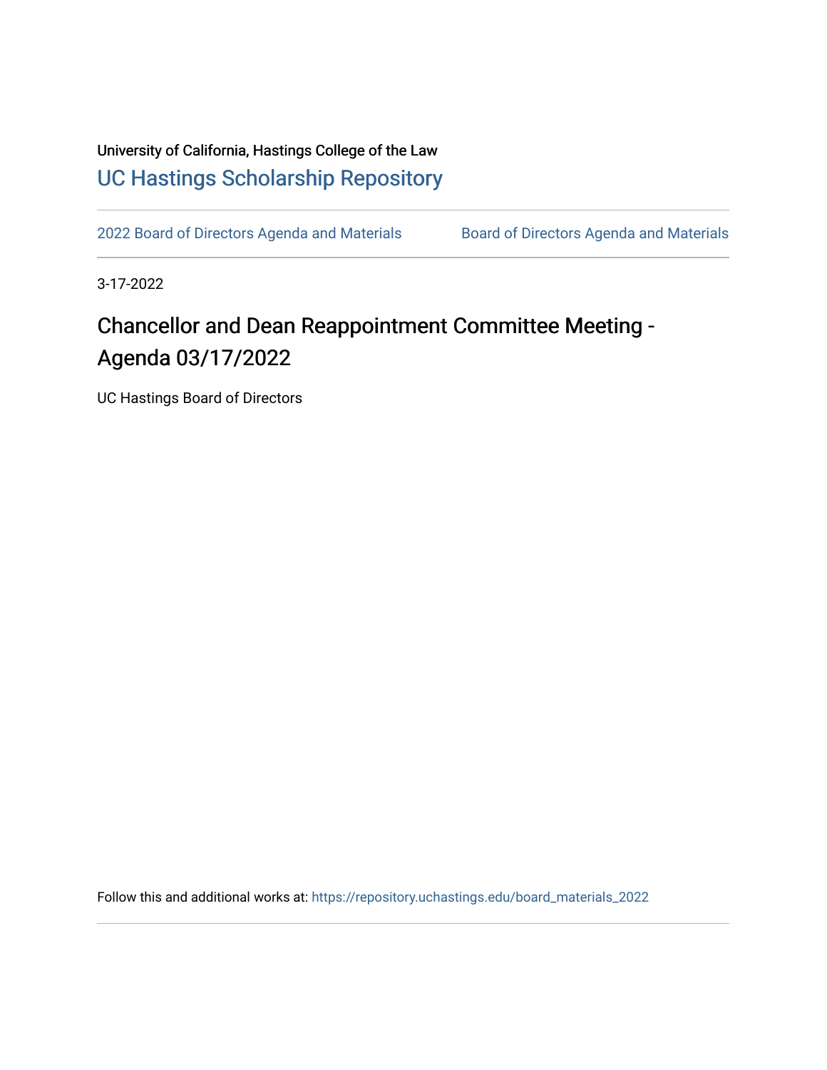University of California, Hastings College of the Law

UC Hastings Scholarship Repository

2022 Board of Directors Agenda and Materials    Board of Directors Agenda and Materials

3-17-2022

# Chancellor and Dean Reappointment Committee Meeting - Agenda 03/17/2022

UC Hastings Board of Directors

Follow this and additional works at: https://repository.uchastings.edu/board_materials_2022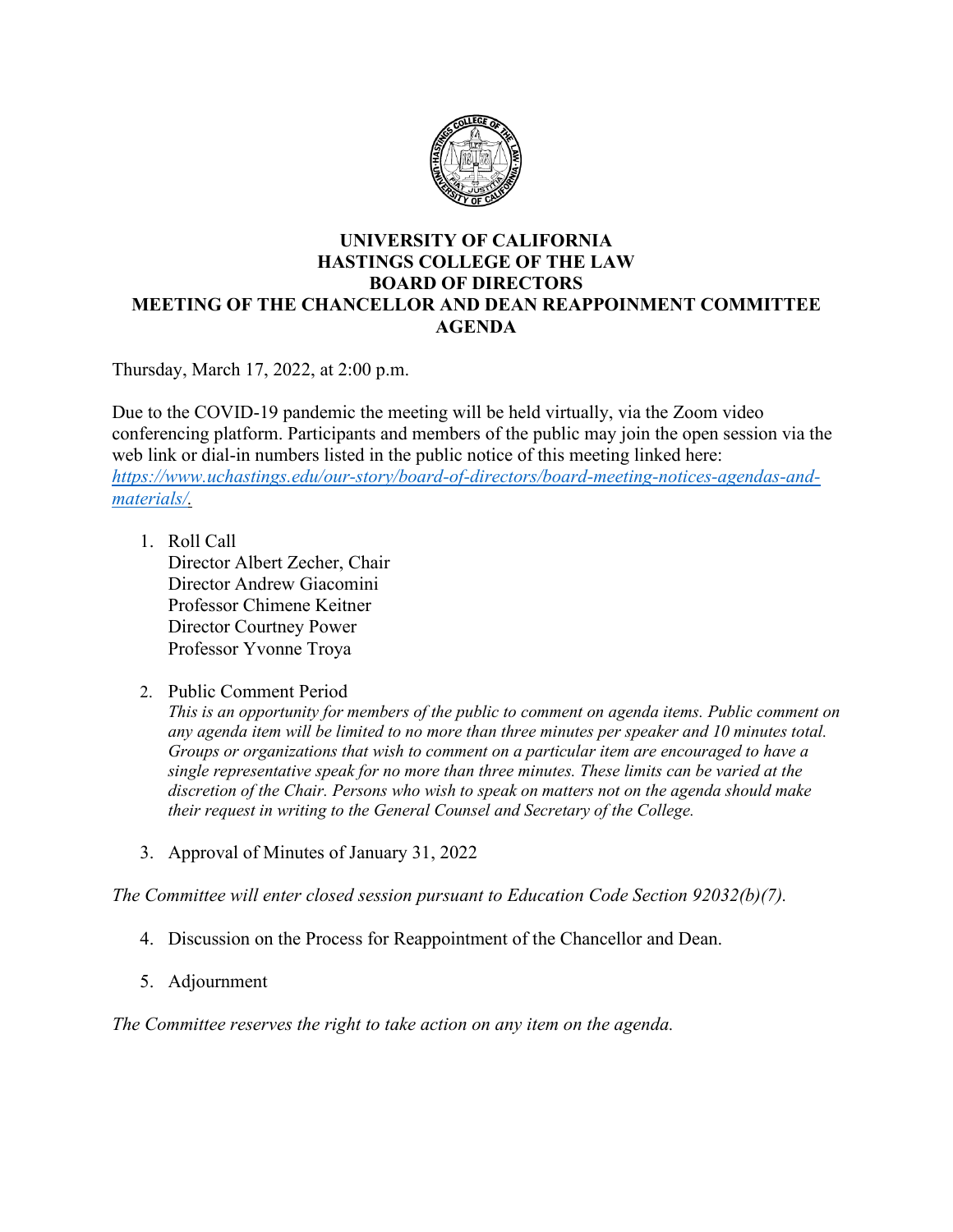# UNIVERSITY OF CALIFORNIA
# HASTINGS COLLEGE OF THE LAW
# BOARD OF DIRECTORS
# MEETING OF THE CHANCELLOR AND DEAN REAPPOINMENT COMMITTEE
# AGENDA

Thursday, March 17, 2022, at 2:00 p.m.

Due to the COVID-19 pandemic the meeting will be held virtually, via the Zoom video conferencing platform. Participants and members of the public may join the open session via the web link or dial-in numbers listed in the public notice of this meeting linked here: *https://www.uchastings.edu/our-story/board-of-directors/board-meeting-notices-agendas-and-materials/.*

1. Roll Call
   Director Albert Zecher, Chair
   Director Andrew Giacomini
   Professor Chimene Keitner
   Director Courtney Power
   Professor Yvonne Troya

2. Public Comment Period
   *This is an opportunity for members of the public to comment on agenda items. Public comment on any agenda item will be limited to no more than three minutes per speaker and 10 minutes total. Groups or organizations that wish to comment on a particular item are encouraged to have a single representative speak for no more than three minutes. These limits can be varied at the discretion of the Chair. Persons who wish to speak on matters not on the agenda should make their request in writing to the General Counsel and Secretary of the College.*

3. Approval of Minutes of January 31, 2022

*The Committee will enter closed session pursuant to Education Code Section 92032(b)(7).*

4. Discussion on the Process for Reappointment of the Chancellor and Dean.

5. Adjournment

*The Committee reserves the right to take action on any item on the agenda.*